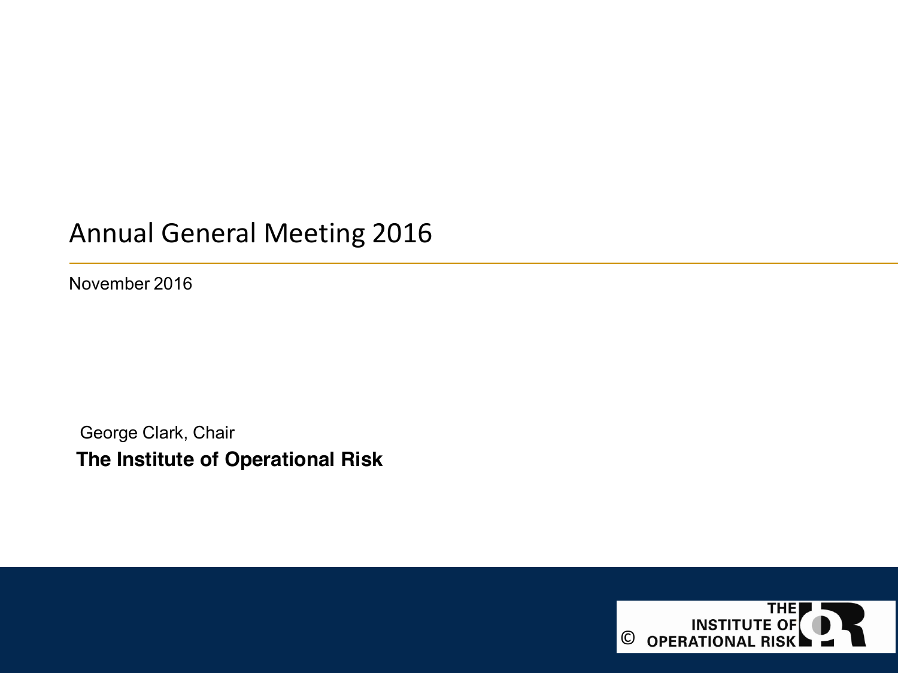# Annual General Meeting 2016

November 2016

George Clark, Chair

**The Institute of Operational Risk**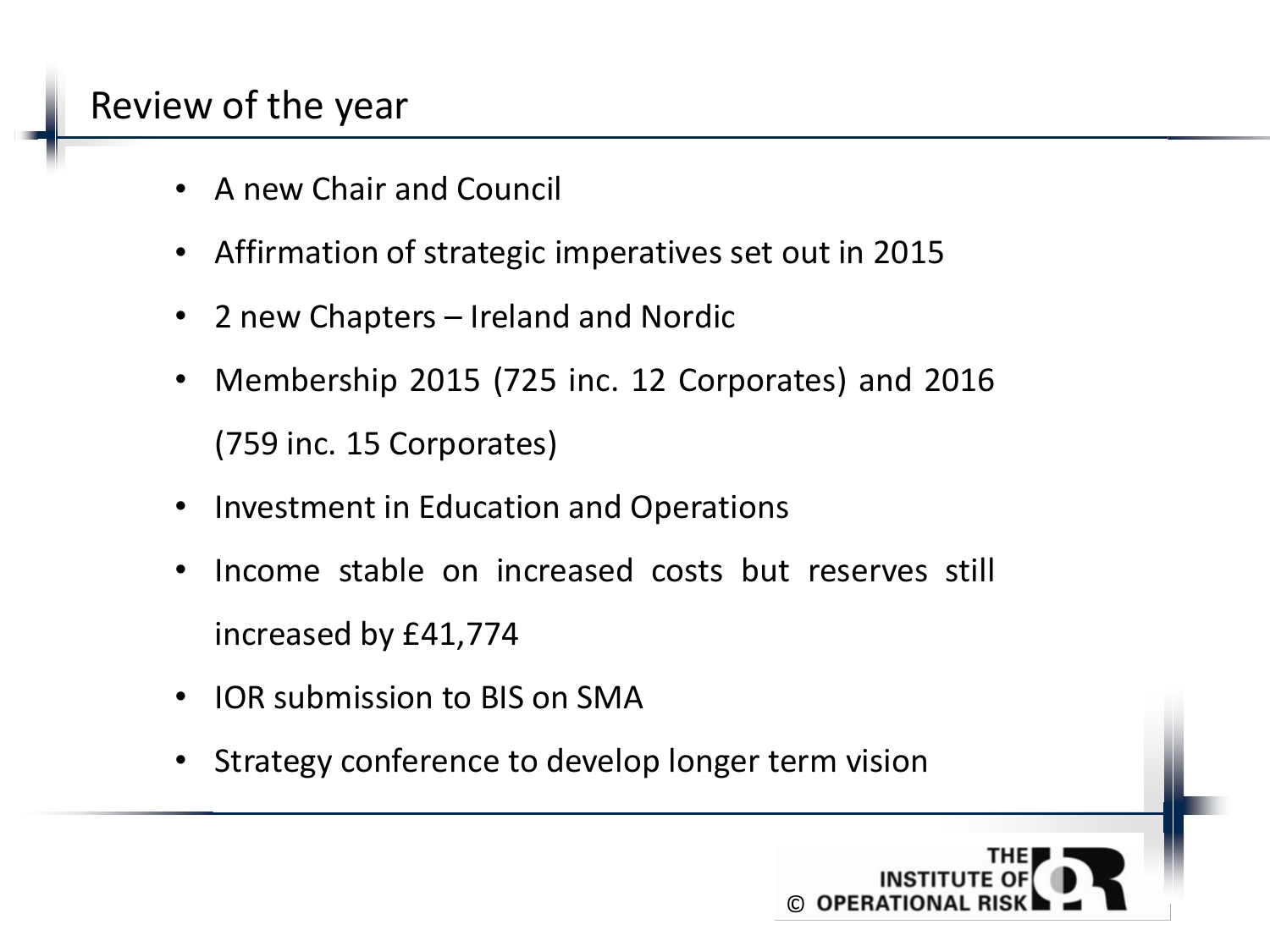# Review of the year

- A new Chair and Council
- Affirmation of strategic imperatives set out in 2015
- 2 new Chapters – Ireland and Nordic
- Membership 2015 (725 inc. 12 Corporates) and 2016 (759 inc. 15 Corporates)
- Investment in Education and Operations
- Income stable on increased costs but reserves still increased by £41,774
- IOR submission to BIS on SMA
- Strategy conference to develop longer term vision

© THE INSTITUTE OF OPERATIONAL RISK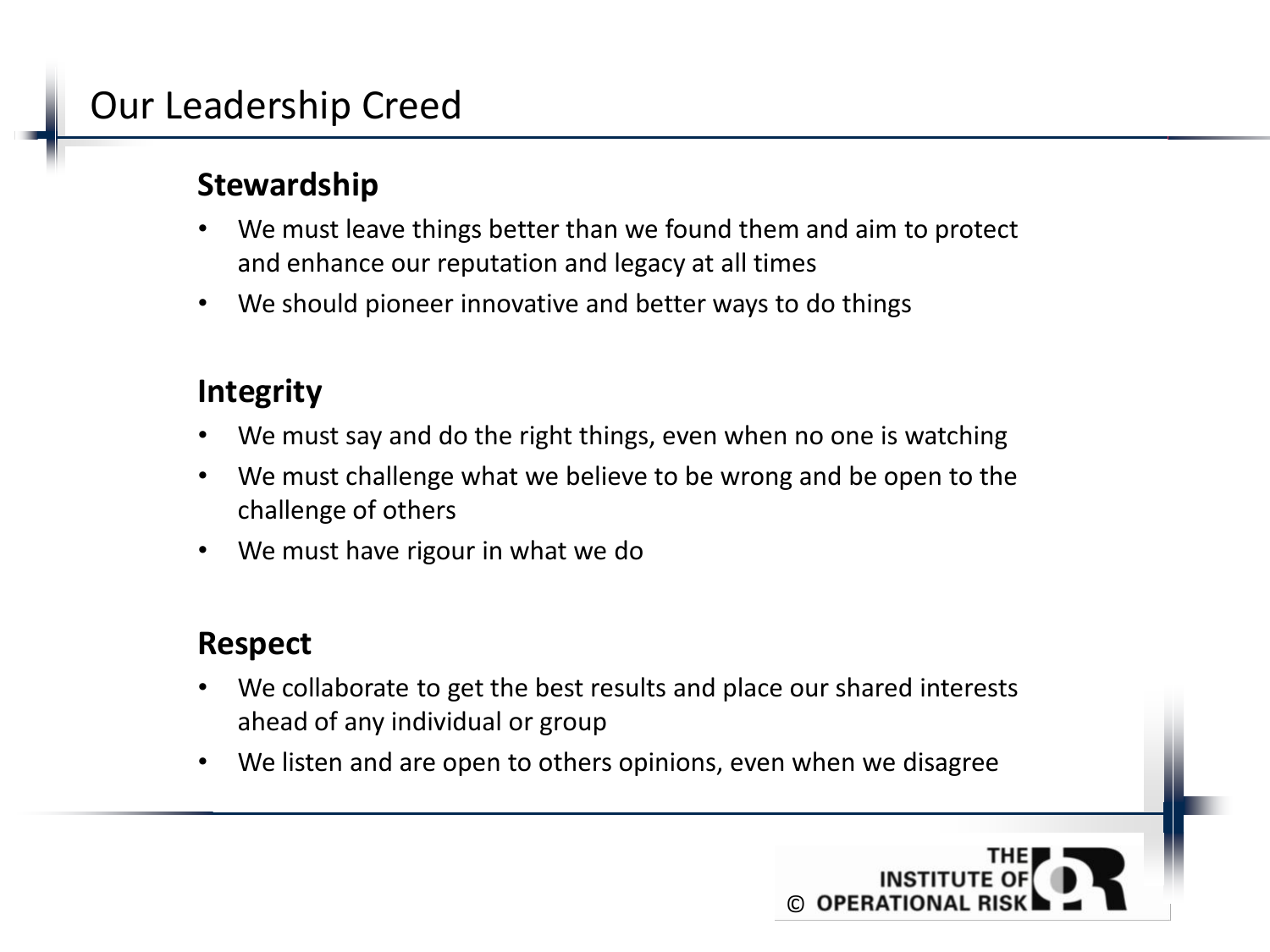# Our Leadership Creed

## Stewardship

- We must leave things better than we found them and aim to protect and enhance our reputation and legacy at all times
- We should pioneer innovative and better ways to do things

## Integrity

- We must say and do the right things, even when no one is watching
- We must challenge what we believe to be wrong and be open to the challenge of others
- We must have rigour in what we do

## Respect

- We collaborate to get the best results and place our shared interests ahead of any individual or group
- We listen and are open to others opinions, even when we disagree

© THE INSTITUTE OF OPERATIONAL RISK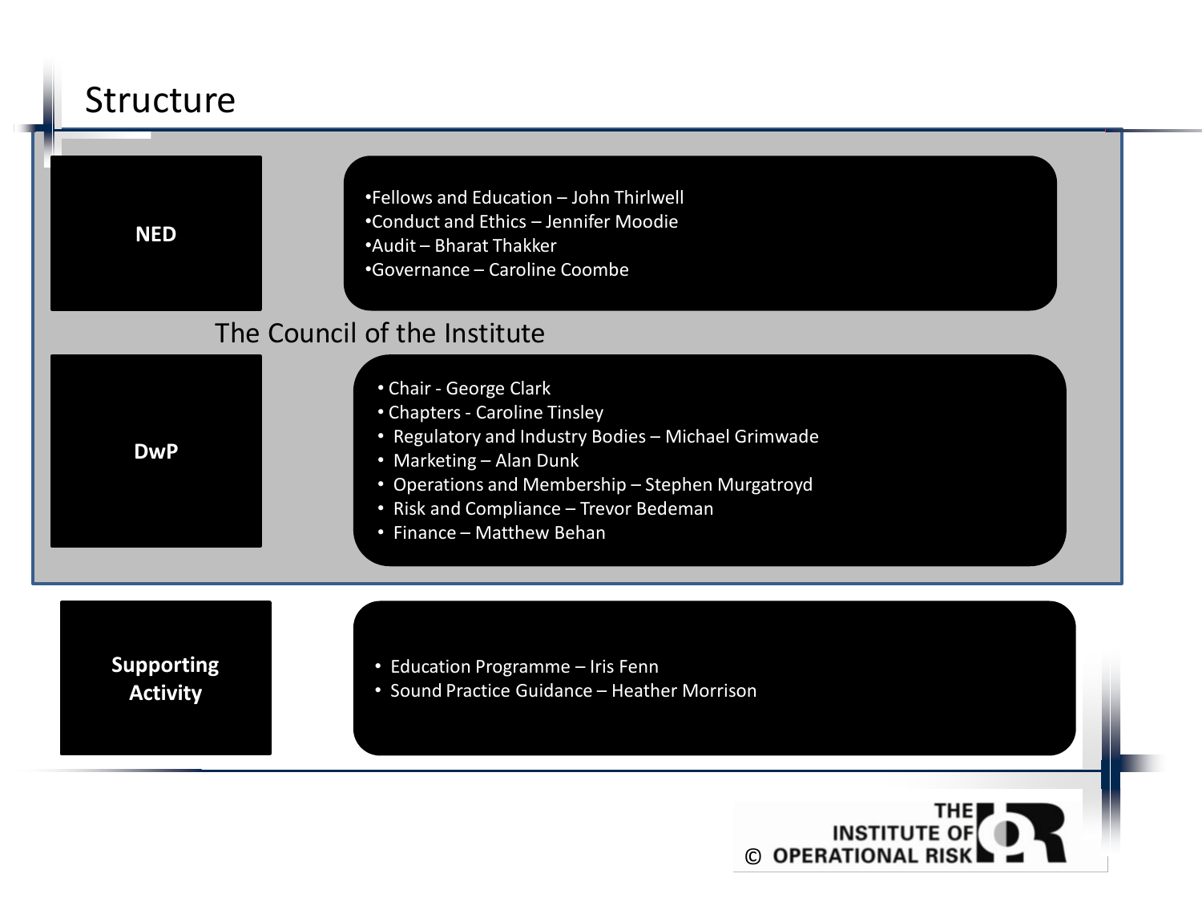# Structure

## The Council of the Institute

**NED**

- Fellows and Education – John Thirlwell
- Conduct and Ethics – Jennifer Moodie
- Audit – Bharat Thakker
- Governance – Caroline Coombe

**DwP**

- Chair - George Clark
- Chapters - Caroline Tinsley
- Regulatory and Industry Bodies – Michael Grimwade
- Marketing – Alan Dunk
- Operations and Membership – Stephen Murgatroyd
- Risk and Compliance – Trevor Bedeman
- Finance – Matthew Behan

**Supporting Activity**

- Education Programme – Iris Fenn
- Sound Practice Guidance – Heather Morrison

© THE INSTITUTE OF OPERATIONAL RISK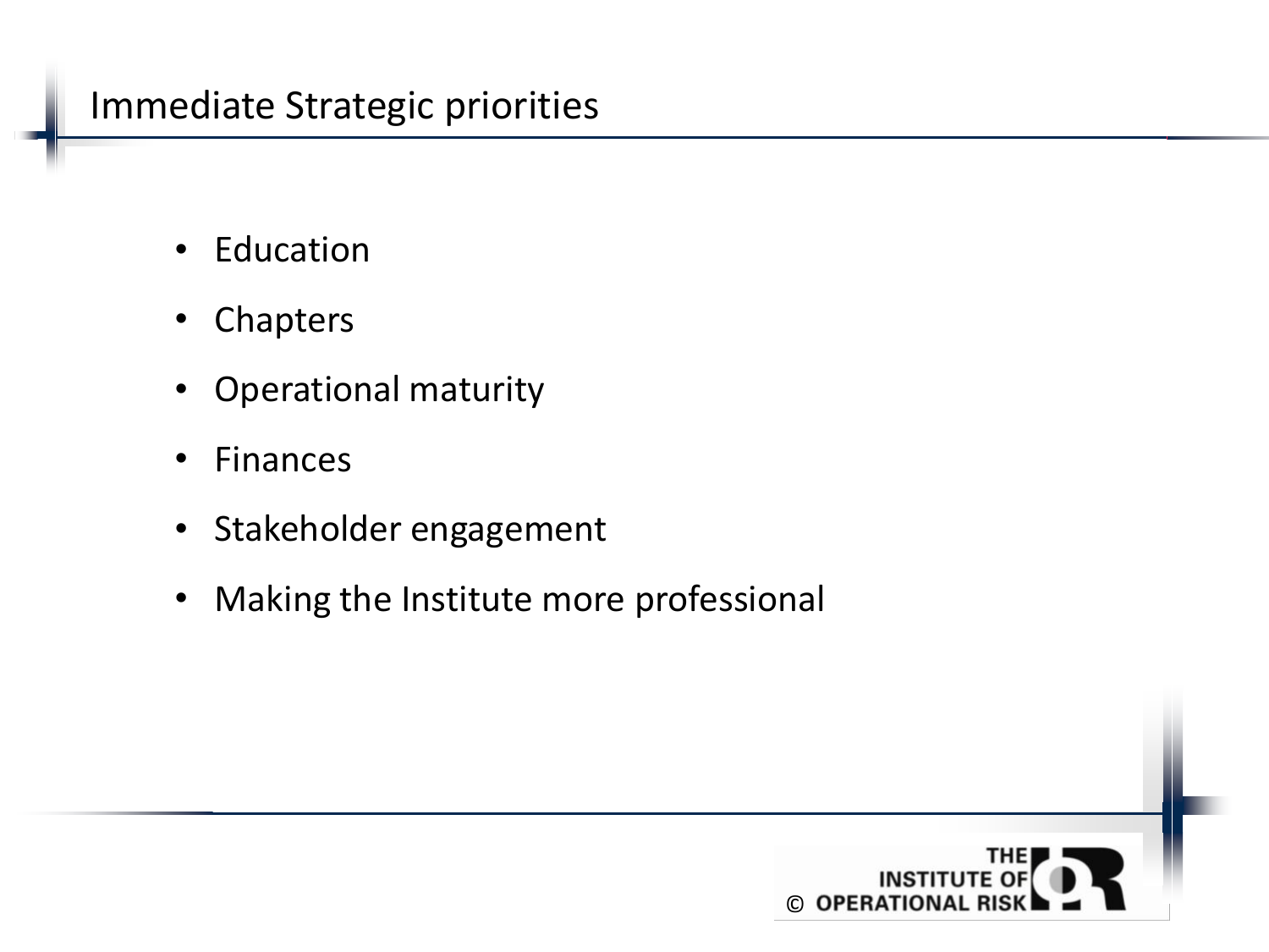# Immediate Strategic priorities

- Education
- Chapters
- Operational maturity
- Finances
- Stakeholder engagement
- Making the Institute more professional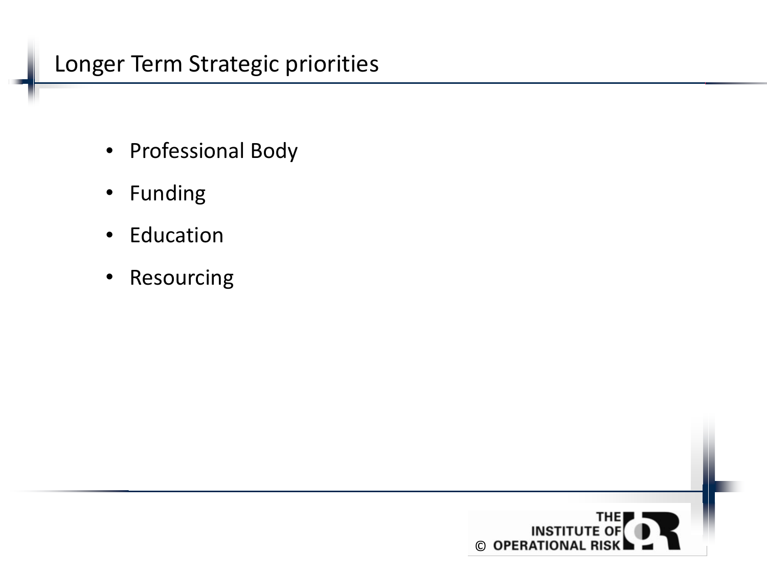# Longer Term Strategic priorities

- Professional Body
- Funding
- Education
- Resourcing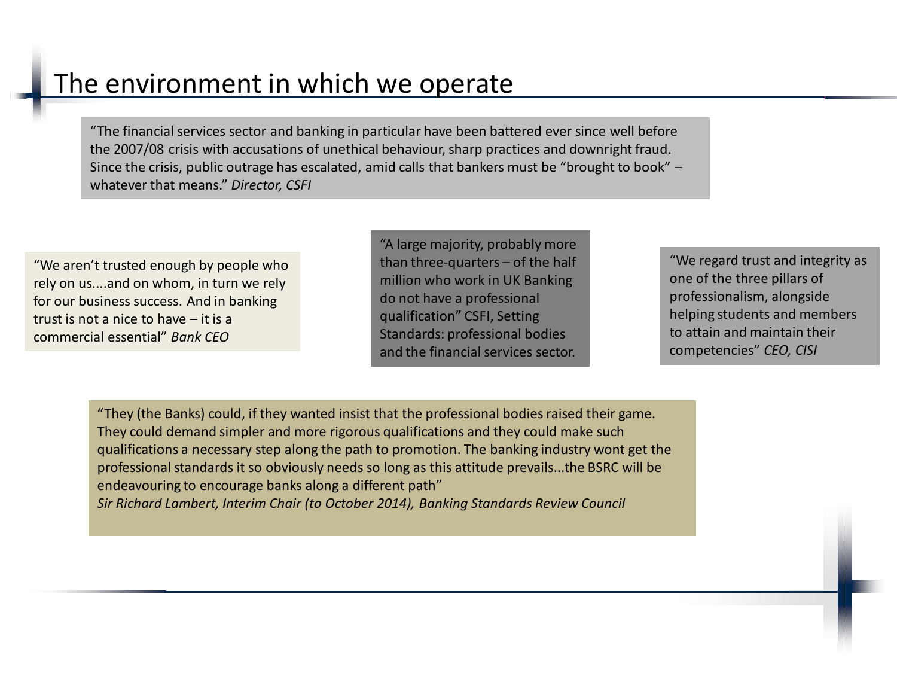# The environment in which we operate

"The financial services sector and banking in particular have been battered ever since well before the 2007/08 crisis with accusations of unethical behaviour, sharp practices and downright fraud. Since the crisis, public outrage has escalated, amid calls that bankers must be "brought to book" – whatever that means." *Director, CSFI*

"We aren't trusted enough by people who rely on us....and on whom, in turn we rely for our business success. And in banking trust is not a nice to have – it is a commercial essential" *Bank CEO*

"A large majority, probably more than three-quarters – of the half million who work in UK Banking do not have a professional qualification" CSFI, Setting Standards: professional bodies and the financial services sector.

"We regard trust and integrity as one of the three pillars of professionalism, alongside helping students and members to attain and maintain their competencies" *CEO, CISI*

"They (the Banks) could, if they wanted insist that the professional bodies raised their game. They could demand simpler and more rigorous qualifications and they could make such qualifications a necessary step along the path to promotion. The banking industry wont get the professional standards it so obviously needs so long as this attitude prevails...the BSRC will be endeavouring to encourage banks along a different path"
*Sir Richard Lambert, Interim Chair (to October 2014), Banking Standards Review Council*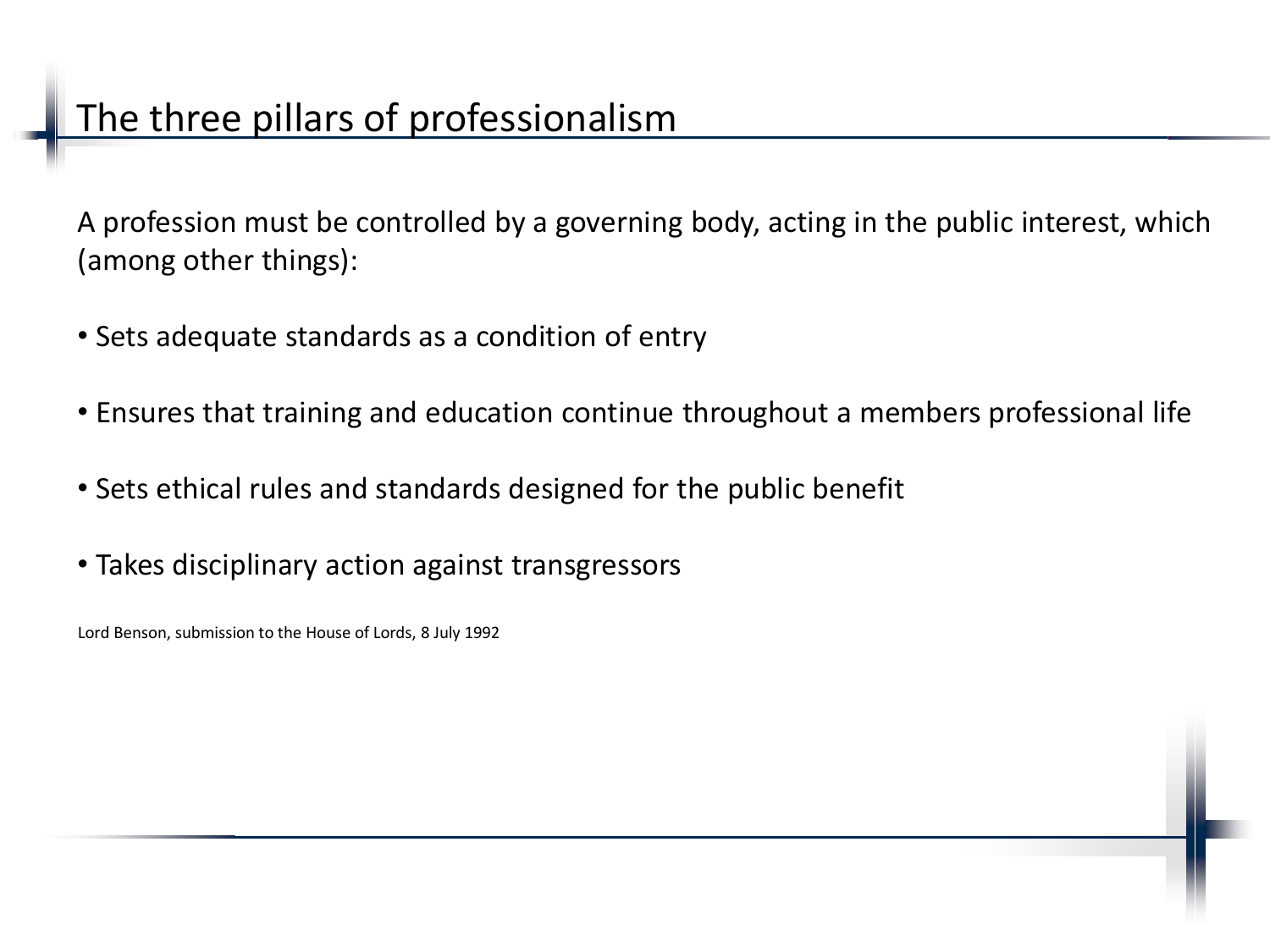# The three pillars of professionalism

A profession must be controlled by a governing body, acting in the public interest, which (among other things):

- Sets adequate standards as a condition of entry
- Ensures that training and education continue throughout a members professional life
- Sets ethical rules and standards designed for the public benefit
- Takes disciplinary action against transgressors

Lord Benson, submission to the House of Lords, 8 July 1992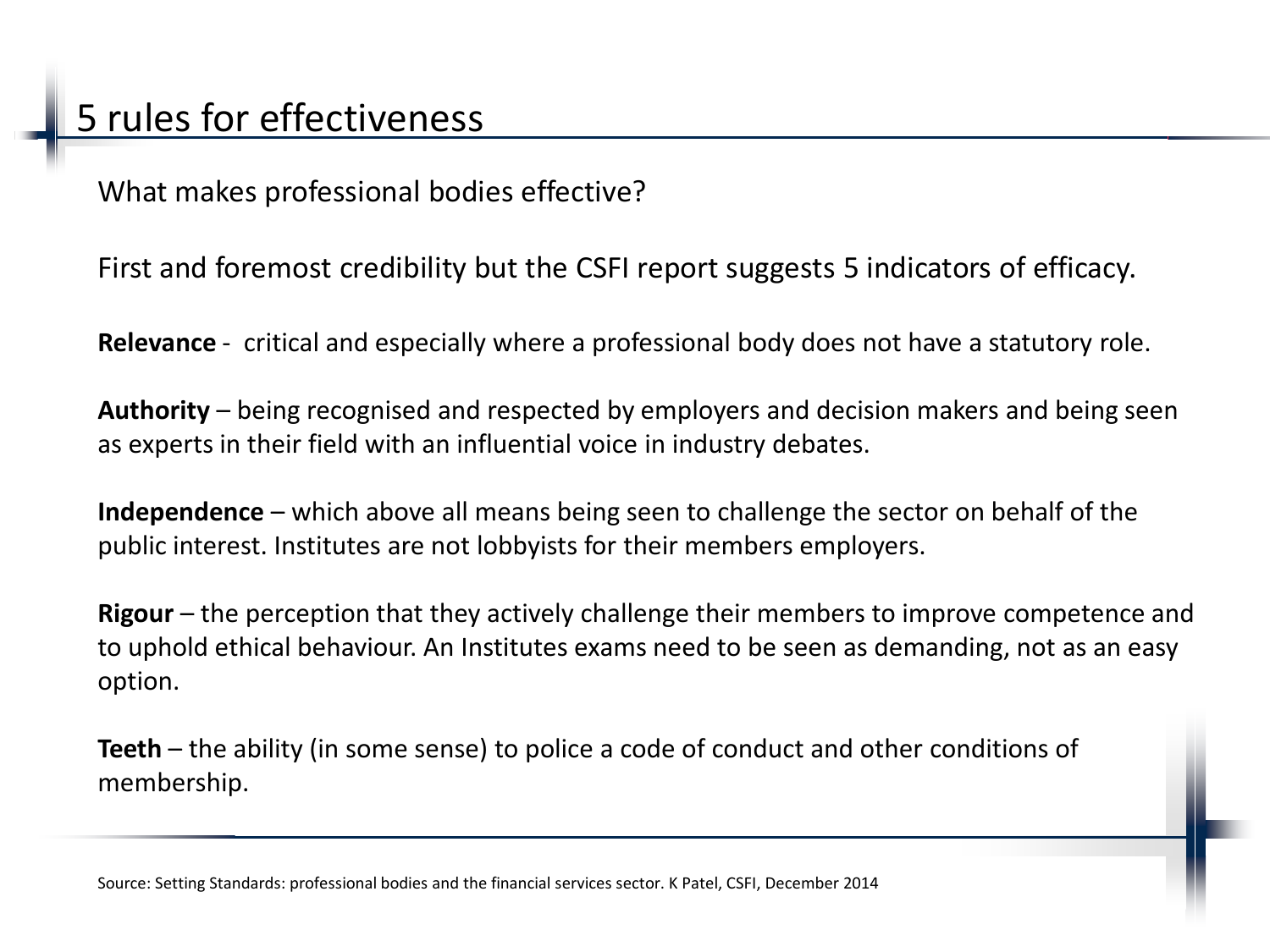# 5 rules for effectiveness

What makes professional bodies effective?

First and foremost credibility but the CSFI report suggests 5 indicators of efficacy.

**Relevance** - critical and especially where a professional body does not have a statutory role.

**Authority** – being recognised and respected by employers and decision makers and being seen as experts in their field with an influential voice in industry debates.

**Independence** – which above all means being seen to challenge the sector on behalf of the public interest. Institutes are not lobbyists for their members employers.

**Rigour** – the perception that they actively challenge their members to improve competence and to uphold ethical behaviour. An Institutes exams need to be seen as demanding, not as an easy option.

**Teeth** – the ability (in some sense) to police a code of conduct and other conditions of membership.

Source: Setting Standards: professional bodies and the financial services sector. K Patel, CSFI, December 2014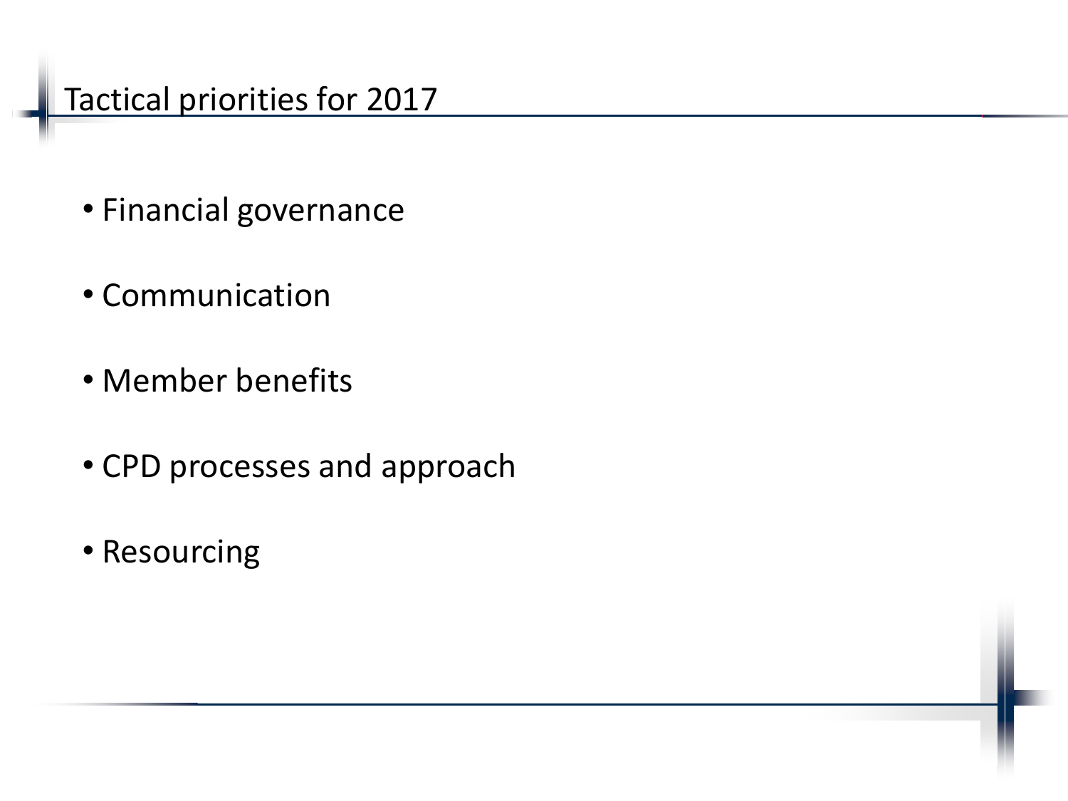# Tactical priorities for 2017

- Financial governance
- Communication
- Member benefits
- CPD processes and approach
- Resourcing